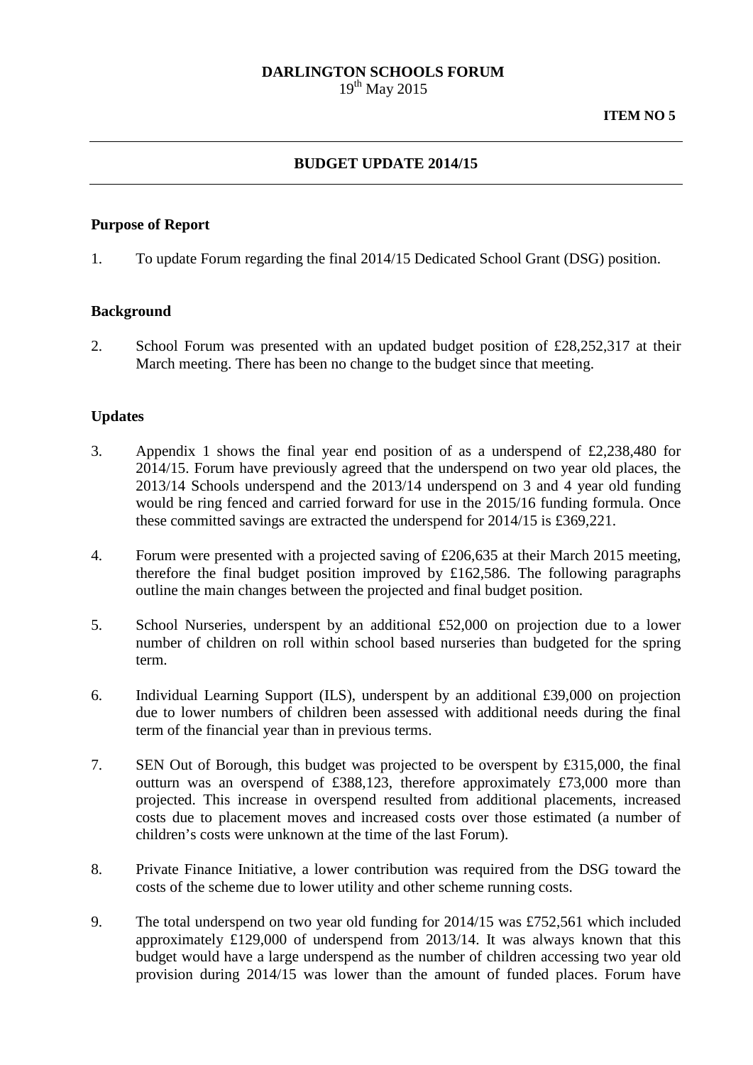**DARLINGTON SCHOOLS FORUM**
19th May 2015

**ITEM NO 5**

---

## BUDGET UPDATE 2014/15

---

### Purpose of Report

1. To update Forum regarding the final 2014/15 Dedicated School Grant (DSG) position.

### Background

2. School Forum was presented with an updated budget position of £28,252,317 at their March meeting. There has been no change to the budget since that meeting.

### Updates

3. Appendix 1 shows the final year end position of as a underspend of £2,238,480 for 2014/15. Forum have previously agreed that the underspend on two year old places, the 2013/14 Schools underspend and the 2013/14 underspend on 3 and 4 year old funding would be ring fenced and carried forward for use in the 2015/16 funding formula. Once these committed savings are extracted the underspend for 2014/15 is £369,221.

4. Forum were presented with a projected saving of £206,635 at their March 2015 meeting, therefore the final budget position improved by £162,586. The following paragraphs outline the main changes between the projected and final budget position.

5. School Nurseries, underspent by an additional £52,000 on projection due to a lower number of children on roll within school based nurseries than budgeted for the spring term.

6. Individual Learning Support (ILS), underspent by an additional £39,000 on projection due to lower numbers of children been assessed with additional needs during the final term of the financial year than in previous terms.

7. SEN Out of Borough, this budget was projected to be overspent by £315,000, the final outturn was an overspend of £388,123, therefore approximately £73,000 more than projected. This increase in overspend resulted from additional placements, increased costs due to placement moves and increased costs over those estimated (a number of children's costs were unknown at the time of the last Forum).

8. Private Finance Initiative, a lower contribution was required from the DSG toward the costs of the scheme due to lower utility and other scheme running costs.

9. The total underspend on two year old funding for 2014/15 was £752,561 which included approximately £129,000 of underspend from 2013/14. It was always known that this budget would have a large underspend as the number of children accessing two year old provision during 2014/15 was lower than the amount of funded places. Forum have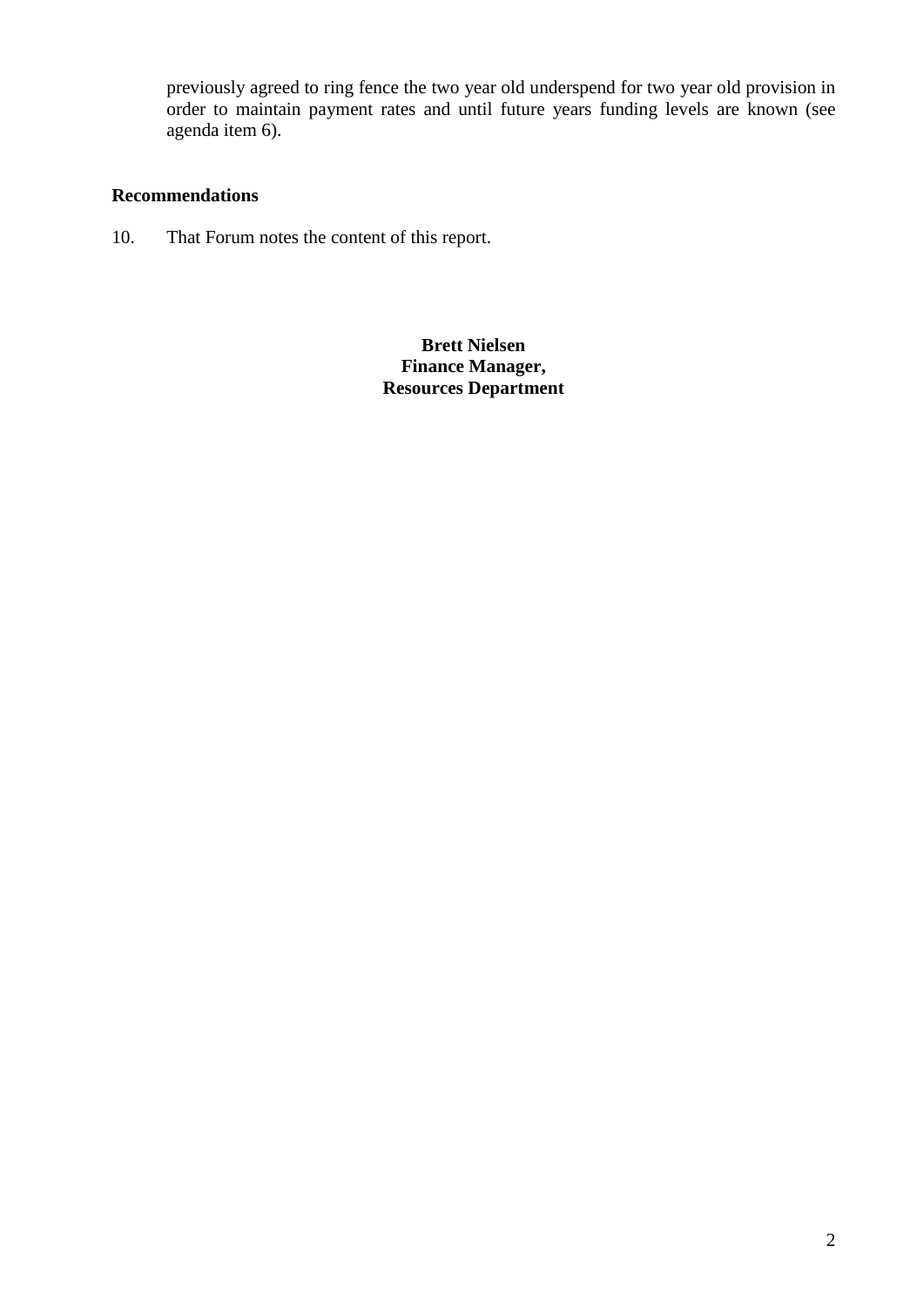previously agreed to ring fence the two year old underspend for two year old provision in order to maintain payment rates and until future years funding levels are known (see agenda item 6).

**Recommendations**

10. That Forum notes the content of this report.

**Brett Nielsen**
**Finance Manager,**
**Resources Department**